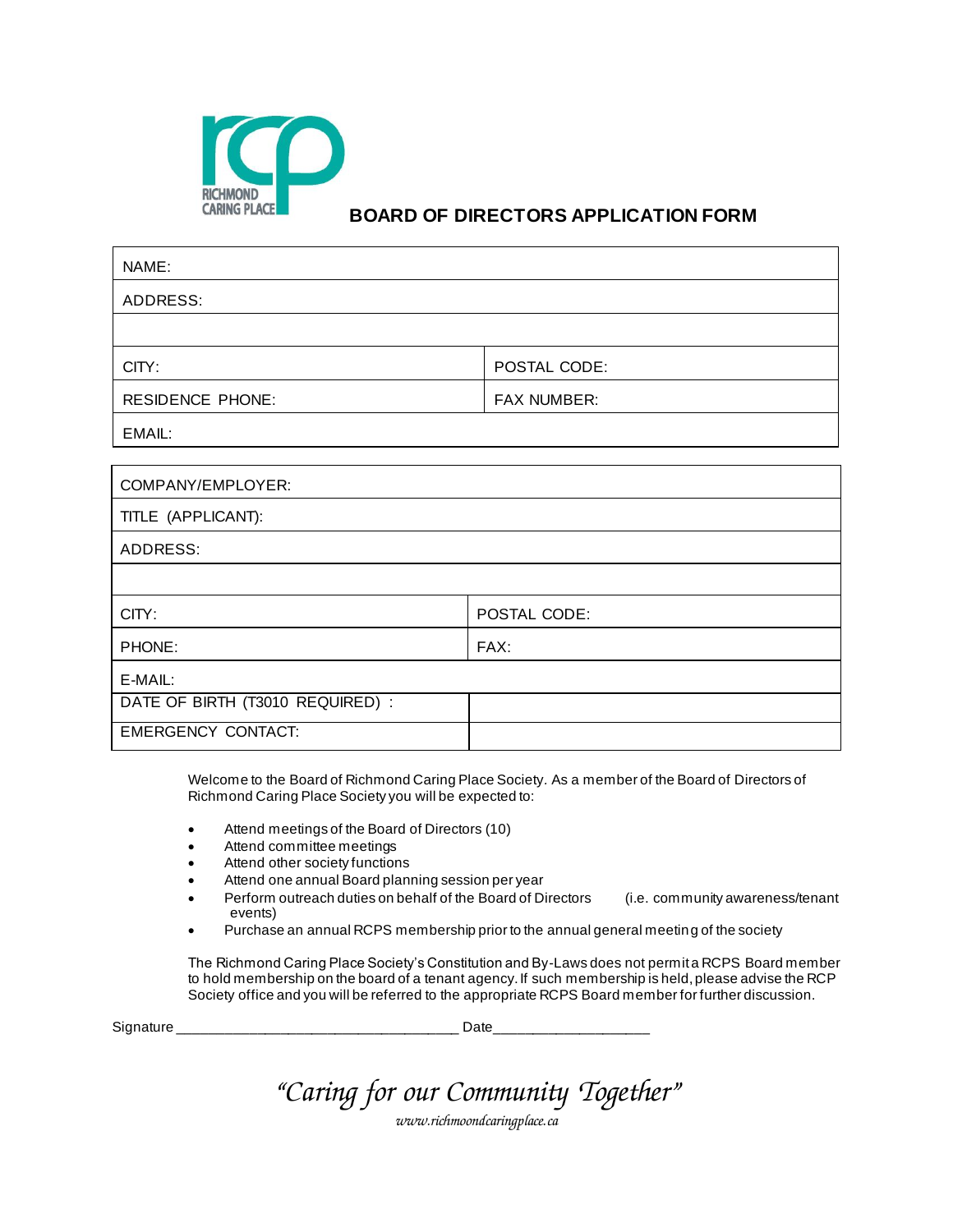RICHMOND CARING PLACE

# BOARD OF DIRECTORS APPLICATION FORM

| NAME: | |
|---|---|
| ADDRESS: | |
| | |
| CITY: | POSTAL CODE: |
| RESIDENCE PHONE: | FAX NUMBER: |
| EMAIL: | |

| COMPANY/EMPLOYER: | |
|---|---|
| TITLE (APPLICANT): | |
| ADDRESS: | |
| | |
| CITY: | POSTAL CODE: |
| PHONE: | FAX: |
| E-MAIL: | |
| DATE OF BIRTH (T3010 REQUIRED) : | |
| EMERGENCY CONTACT: | |

Welcome to the Board of Richmond Caring Place Society. As a member of the Board of Directors of Richmond Caring Place Society you will be expected to:

- Attend meetings of the Board of Directors (10)
- Attend committee meetings
- Attend other society functions
- Attend one annual Board planning session per year
- Perform outreach duties on behalf of the Board of Directors (i.e. community awareness/tenant events)
- Purchase an annual RCPS membership prior to the annual general meeting of the society

The Richmond Caring Place Society's Constitution and By-Laws does not permit a RCPS Board member to hold membership on the board of a tenant agency. If such membership is held, please advise the RCP Society office and you will be referred to the appropriate RCPS Board member for further discussion.

Signature ___________________________________ Date___________________

*"Caring for our Community Together"*

*www.richmoondcaringplace.ca*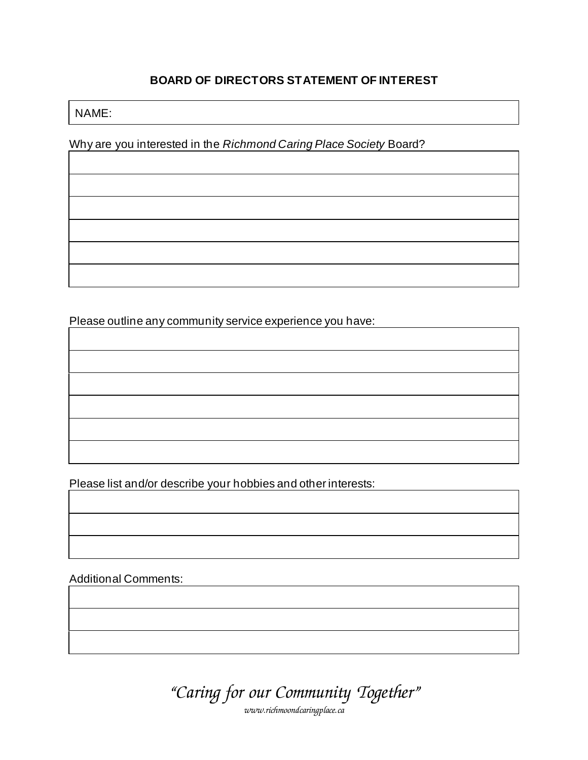**BOARD OF DIRECTORS STATEMENT OF INTEREST**

NAME:

Why are you interested in the *Richmond Caring Place Society* Board?

Please outline any community service experience you have:

Please list and/or describe your hobbies and other interests:

Additional Comments:

*"Caring for our Community Together"*

*www.richmoondcaringplace.ca*